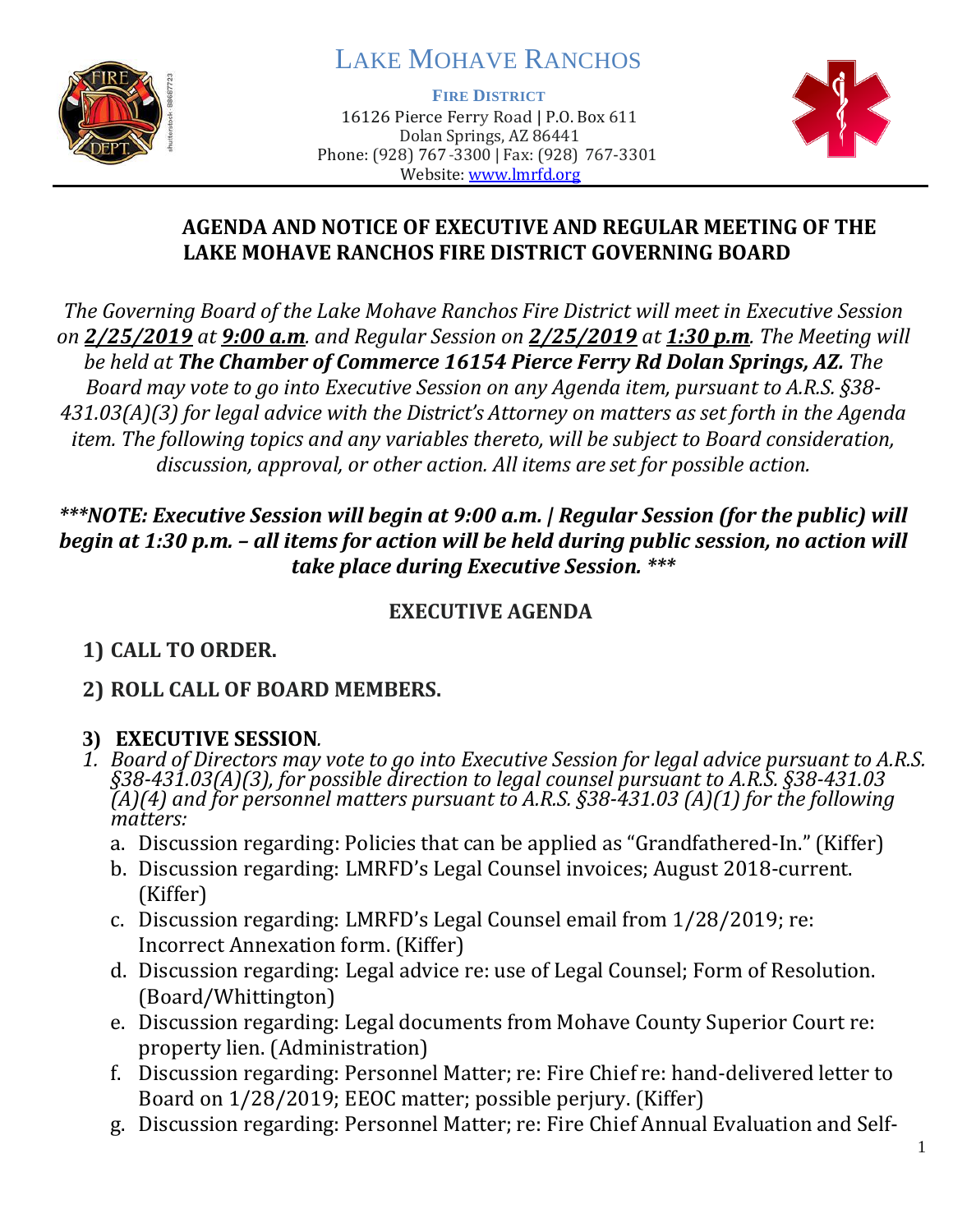# LAKE MOHAVE RANCHOS

**FIRE DISTRICT**

16126 Pierce Ferry Road | P.O. Box 611
Dolan Springs, AZ 86441
Phone: (928) 767-3300 | Fax: (928) 767-3301
Website: www.lmrfd.org

## AGENDA AND NOTICE OF EXECUTIVE AND REGULAR MEETING OF THE LAKE MOHAVE RANCHOS FIRE DISTRICT GOVERNING BOARD

*The Governing Board of the Lake Mohave Ranchos Fire District will meet in Executive Session on **2/25/2019** at **9:00 a.m**. and Regular Session on **2/25/2019** at **1:30 p.m**. The Meeting will be held at **The Chamber of Commerce 16154 Pierce Ferry Rd Dolan Springs, AZ.** The Board may vote to go into Executive Session on any Agenda item, pursuant to A.R.S. §38-431.03(A)(3) for legal advice with the District's Attorney on matters as set forth in the Agenda item. The following topics and any variables thereto, will be subject to Board consideration, discussion, approval, or other action. All items are set for possible action.*

***\*\*\*NOTE: Executive Session will begin at 9:00 a.m. | Regular Session (for the public) will begin at 1:30 p.m. – all items for action will be held during public session, no action will take place during Executive Session. \*\*\****

## EXECUTIVE AGENDA

**1) CALL TO ORDER.**

**2) ROLL CALL OF BOARD MEMBERS.**

**3) EXECUTIVE SESSION.**

1. *Board of Directors may vote to go into Executive Session for legal advice pursuant to A.R.S. §38-431.03(A)(3), for possible direction to legal counsel pursuant to A.R.S. §38-431.03 (A)(4) and for personnel matters pursuant to A.R.S. §38-431.03 (A)(1) for the following matters:*
   - a. Discussion regarding: Policies that can be applied as "Grandfathered-In." (Kiffer)
   - b. Discussion regarding: LMRFD's Legal Counsel invoices; August 2018-current. (Kiffer)
   - c. Discussion regarding: LMRFD's Legal Counsel email from 1/28/2019; re: Incorrect Annexation form. (Kiffer)
   - d. Discussion regarding: Legal advice re: use of Legal Counsel; Form of Resolution. (Board/Whittington)
   - e. Discussion regarding: Legal documents from Mohave County Superior Court re: property lien. (Administration)
   - f. Discussion regarding: Personnel Matter; re: Fire Chief re: hand-delivered letter to Board on 1/28/2019; EEOC matter; possible perjury. (Kiffer)
   - g. Discussion regarding: Personnel Matter; re: Fire Chief Annual Evaluation and Self-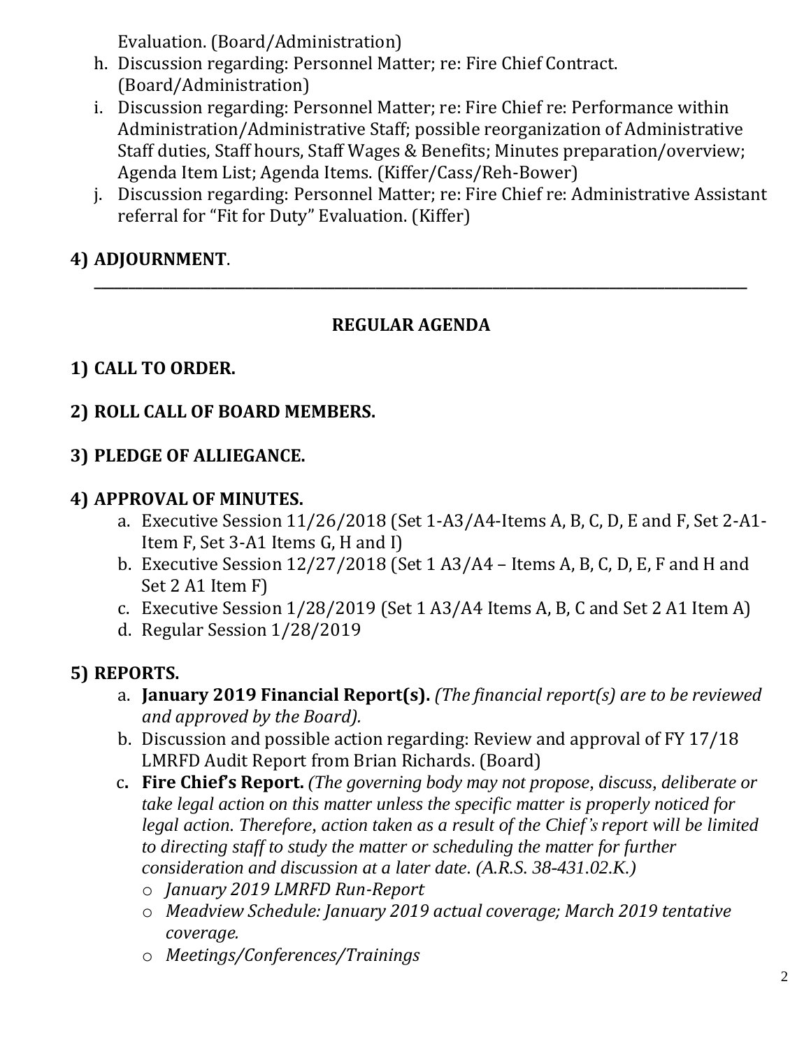Evaluation. (Board/Administration)

h. Discussion regarding: Personnel Matter; re: Fire Chief Contract. (Board/Administration)
i. Discussion regarding: Personnel Matter; re: Fire Chief re: Performance within Administration/Administrative Staff; possible reorganization of Administrative Staff duties, Staff hours, Staff Wages & Benefits; Minutes preparation/overview; Agenda Item List; Agenda Items. (Kiffer/Cass/Reh-Bower)
j. Discussion regarding: Personnel Matter; re: Fire Chief re: Administrative Assistant referral for "Fit for Duty" Evaluation. (Kiffer)

**4) ADJOURNMENT**.

---

## REGULAR AGENDA

**1) CALL TO ORDER.**

**2) ROLL CALL OF BOARD MEMBERS.**

**3) PLEDGE OF ALLIEGANCE.**

**4) APPROVAL OF MINUTES.**

a. Executive Session 11/26/2018 (Set 1-A3/A4-Items A, B, C, D, E and F, Set 2-A1-Item F, Set 3-A1 Items G, H and I)
b. Executive Session 12/27/2018 (Set 1 A3/A4 – Items A, B, C, D, E, F and H and Set 2 A1 Item F)
c. Executive Session 1/28/2019 (Set 1 A3/A4 Items A, B, C and Set 2 A1 Item A)
d. Regular Session 1/28/2019

**5) REPORTS.**

a. **January 2019 Financial Report(s).** *(The financial report(s) are to be reviewed and approved by the Board).*
b. Discussion and possible action regarding: Review and approval of FY 17/18 LMRFD Audit Report from Brian Richards. (Board)
c. **Fire Chief's Report.** *(The governing body may not propose, discuss, deliberate or take legal action on this matter unless the specific matter is properly noticed for legal action. Therefore, action taken as a result of the Chief's report will be limited to directing staff to study the matter or scheduling the matter for further consideration and discussion at a later date. (A.R.S. 38-431.02.K.)*
   - *January 2019 LMRFD Run-Report*
   - *Meadview Schedule: January 2019 actual coverage; March 2019 tentative coverage.*
   - *Meetings/Conferences/Trainings*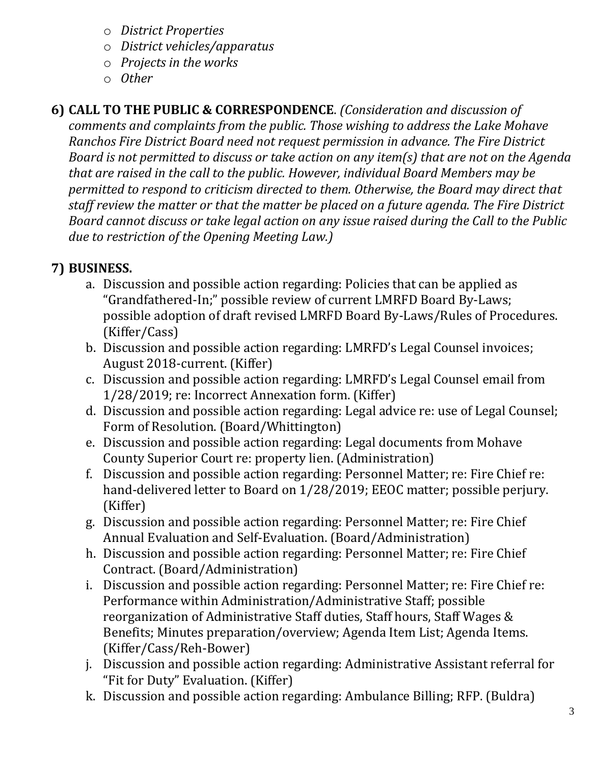- *District Properties*
- *District vehicles/apparatus*
- *Projects in the works*
- *Other*

**6) CALL TO THE PUBLIC & CORRESPONDENCE**. *(Consideration and discussion of comments and complaints from the public. Those wishing to address the Lake Mohave Ranchos Fire District Board need not request permission in advance. The Fire District Board is not permitted to discuss or take action on any item(s) that are not on the Agenda that are raised in the call to the public. However, individual Board Members may be permitted to respond to criticism directed to them. Otherwise, the Board may direct that staff review the matter or that the matter be placed on a future agenda. The Fire District Board cannot discuss or take legal action on any issue raised during the Call to the Public due to restriction of the Opening Meeting Law.)*

**7) BUSINESS.**

a. Discussion and possible action regarding: Policies that can be applied as "Grandfathered-In;" possible review of current LMRFD Board By-Laws; possible adoption of draft revised LMRFD Board By-Laws/Rules of Procedures. (Kiffer/Cass)

b. Discussion and possible action regarding: LMRFD's Legal Counsel invoices; August 2018-current. (Kiffer)

c. Discussion and possible action regarding: LMRFD's Legal Counsel email from 1/28/2019; re: Incorrect Annexation form. (Kiffer)

d. Discussion and possible action regarding: Legal advice re: use of Legal Counsel; Form of Resolution. (Board/Whittington)

e. Discussion and possible action regarding: Legal documents from Mohave County Superior Court re: property lien. (Administration)

f. Discussion and possible action regarding: Personnel Matter; re: Fire Chief re: hand-delivered letter to Board on 1/28/2019; EEOC matter; possible perjury. (Kiffer)

g. Discussion and possible action regarding: Personnel Matter; re: Fire Chief Annual Evaluation and Self-Evaluation. (Board/Administration)

h. Discussion and possible action regarding: Personnel Matter; re: Fire Chief Contract. (Board/Administration)

i. Discussion and possible action regarding: Personnel Matter; re: Fire Chief re: Performance within Administration/Administrative Staff; possible reorganization of Administrative Staff duties, Staff hours, Staff Wages & Benefits; Minutes preparation/overview; Agenda Item List; Agenda Items. (Kiffer/Cass/Reh-Bower)

j. Discussion and possible action regarding: Administrative Assistant referral for "Fit for Duty" Evaluation. (Kiffer)

k. Discussion and possible action regarding: Ambulance Billing; RFP. (Buldra)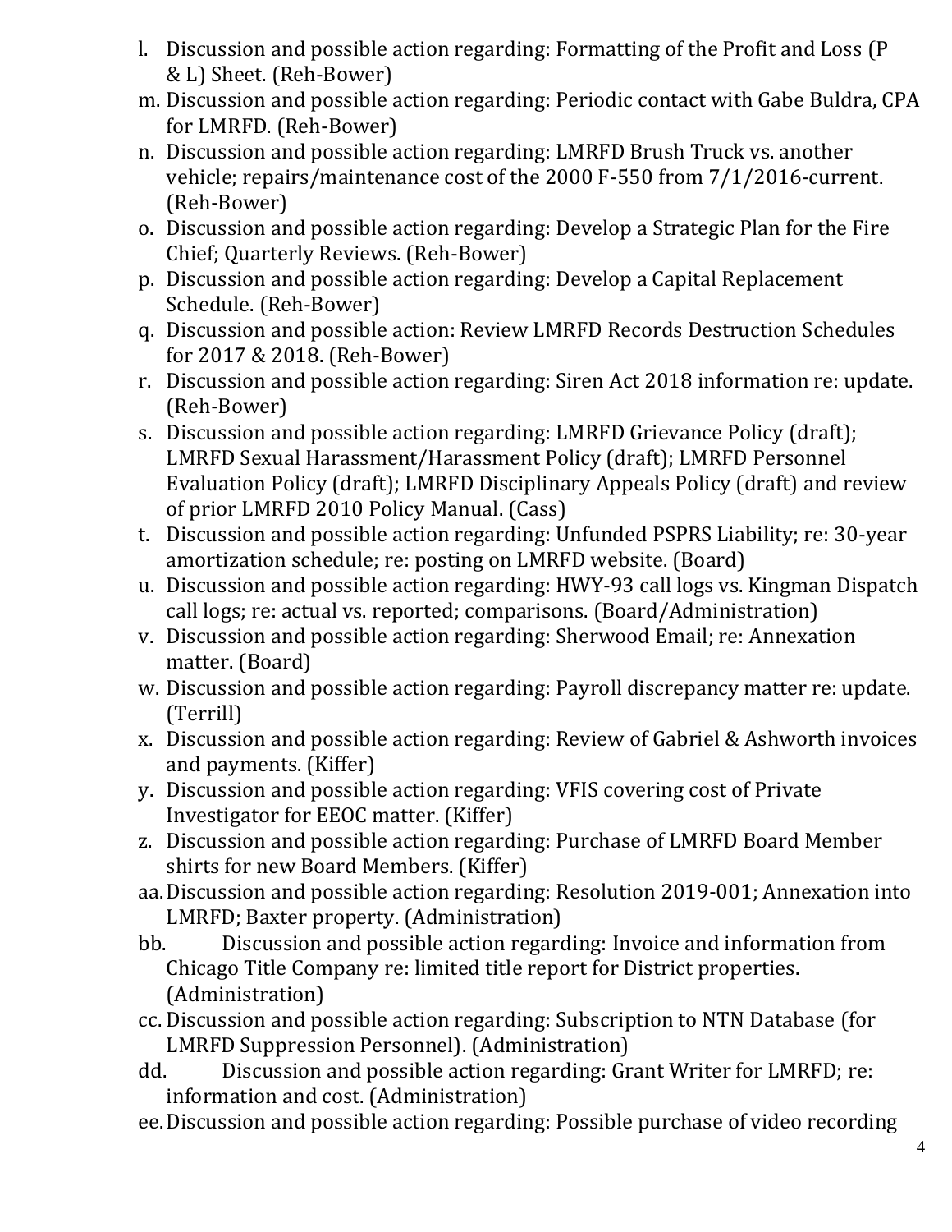l. Discussion and possible action regarding: Formatting of the Profit and Loss (P & L) Sheet. (Reh-Bower)
m. Discussion and possible action regarding: Periodic contact with Gabe Buldra, CPA for LMRFD. (Reh-Bower)
n. Discussion and possible action regarding: LMRFD Brush Truck vs. another vehicle; repairs/maintenance cost of the 2000 F-550 from 7/1/2016-current. (Reh-Bower)
o. Discussion and possible action regarding: Develop a Strategic Plan for the Fire Chief; Quarterly Reviews. (Reh-Bower)
p. Discussion and possible action regarding: Develop a Capital Replacement Schedule. (Reh-Bower)
q. Discussion and possible action: Review LMRFD Records Destruction Schedules for 2017 & 2018. (Reh-Bower)
r. Discussion and possible action regarding: Siren Act 2018 information re: update. (Reh-Bower)
s. Discussion and possible action regarding: LMRFD Grievance Policy (draft); LMRFD Sexual Harassment/Harassment Policy (draft); LMRFD Personnel Evaluation Policy (draft); LMRFD Disciplinary Appeals Policy (draft) and review of prior LMRFD 2010 Policy Manual. (Cass)
t. Discussion and possible action regarding: Unfunded PSPRS Liability; re: 30-year amortization schedule; re: posting on LMRFD website. (Board)
u. Discussion and possible action regarding: HWY-93 call logs vs. Kingman Dispatch call logs; re: actual vs. reported; comparisons. (Board/Administration)
v. Discussion and possible action regarding: Sherwood Email; re: Annexation matter. (Board)
w. Discussion and possible action regarding: Payroll discrepancy matter re: update. (Terrill)
x. Discussion and possible action regarding: Review of Gabriel & Ashworth invoices and payments. (Kiffer)
y. Discussion and possible action regarding: VFIS covering cost of Private Investigator for EEOC matter. (Kiffer)
z. Discussion and possible action regarding: Purchase of LMRFD Board Member shirts for new Board Members. (Kiffer)
aa. Discussion and possible action regarding: Resolution 2019-001; Annexation into LMRFD; Baxter property. (Administration)
bb. Discussion and possible action regarding: Invoice and information from Chicago Title Company re: limited title report for District properties. (Administration)
cc. Discussion and possible action regarding: Subscription to NTN Database (for LMRFD Suppression Personnel). (Administration)
dd. Discussion and possible action regarding: Grant Writer for LMRFD; re: information and cost. (Administration)
ee. Discussion and possible action regarding: Possible purchase of video recording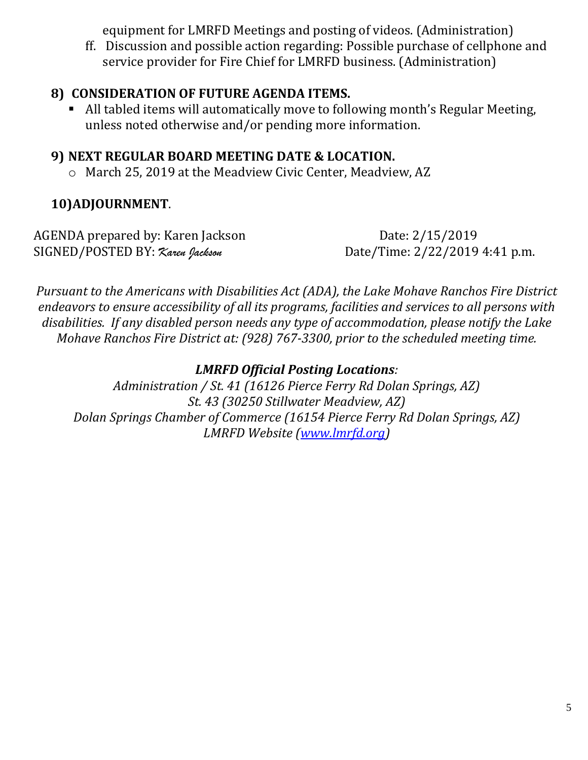equipment for LMRFD Meetings and posting of videos. (Administration)

ff. Discussion and possible action regarding: Possible purchase of cellphone and service provider for Fire Chief for LMRFD business. (Administration)

## 8) CONSIDERATION OF FUTURE AGENDA ITEMS.

- All tabled items will automatically move to following month's Regular Meeting, unless noted otherwise and/or pending more information.

## 9) NEXT REGULAR BOARD MEETING DATE & LOCATION.

- March 25, 2019 at the Meadview Civic Center, Meadview, AZ

## 10) ADJOURNMENT.

AGENDA prepared by: Karen Jackson Date: 2/15/2019
SIGNED/POSTED BY: *Karen Jackson* Date/Time: 2/22/2019 4:41 p.m.

*Pursuant to the Americans with Disabilities Act (ADA), the Lake Mohave Ranchos Fire District endeavors to ensure accessibility of all its programs, facilities and services to all persons with disabilities. If any disabled person needs any type of accommodation, please notify the Lake Mohave Ranchos Fire District at: (928) 767-3300, prior to the scheduled meeting time.*

***LMRFD Official Posting Locations:***

*Administration / St. 41 (16126 Pierce Ferry Rd Dolan Springs, AZ)*
*St. 43 (30250 Stillwater Meadview, AZ)*
*Dolan Springs Chamber of Commerce (16154 Pierce Ferry Rd Dolan Springs, AZ)*
*LMRFD Website (www.lmrfd.org)*